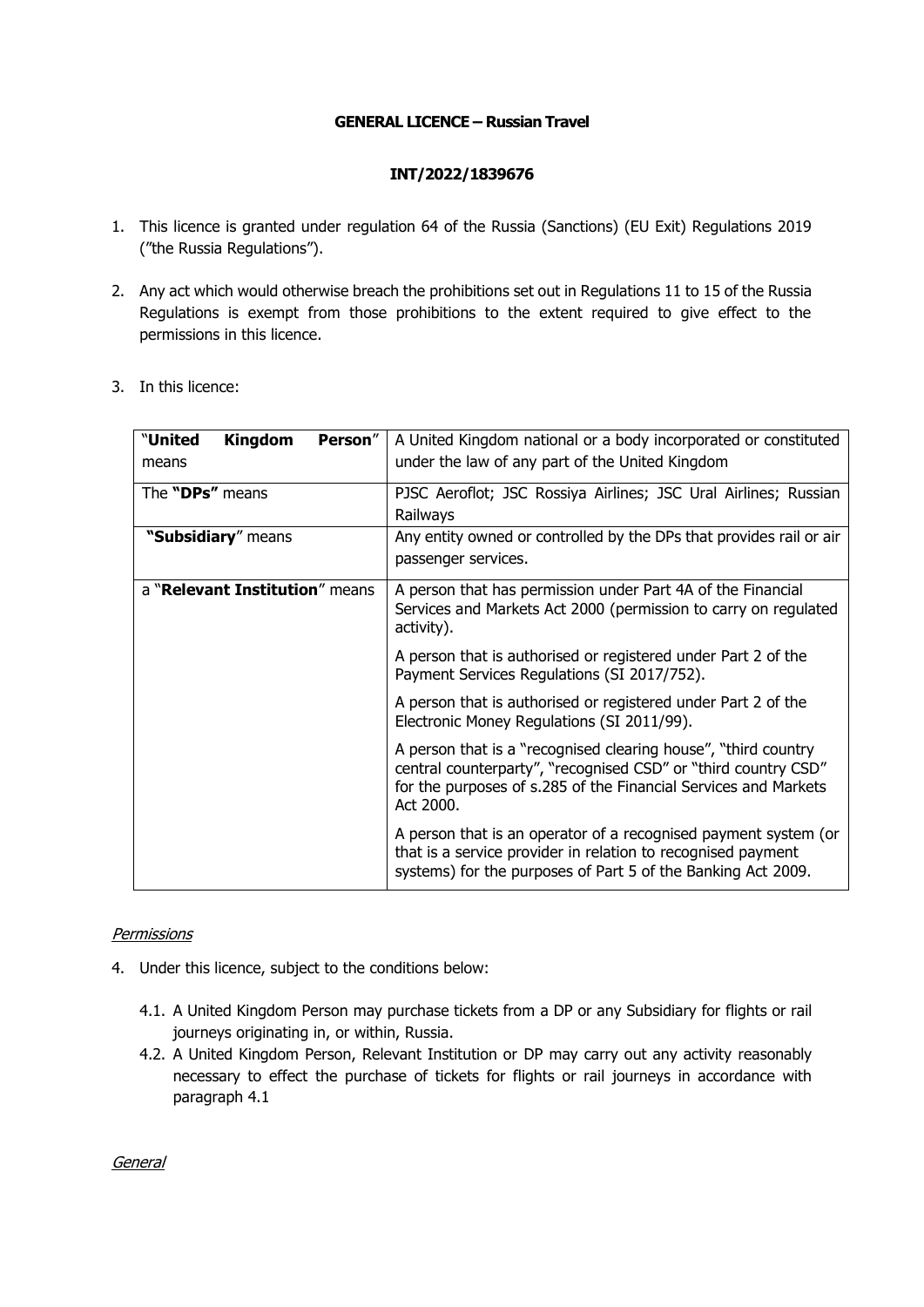**GENERAL LICENCE – Russian Travel**

**INT/2022/1839676**

1. This licence is granted under regulation 64 of the Russia (Sanctions) (EU Exit) Regulations 2019 ("the Russia Regulations").

2. Any act which would otherwise breach the prohibitions set out in Regulations 11 to 15 of the Russia Regulations is exempt from those prohibitions to the extent required to give effect to the permissions in this licence.

3. In this licence:

| | |
|---|---|
| "**United Kingdom Person**" means | A United Kingdom national or a body incorporated or constituted under the law of any part of the United Kingdom |
| The **"DPs"** means | PJSC Aeroflot; JSC Rossiya Airlines; JSC Ural Airlines; Russian Railways |
| **"Subsidiary**" means | Any entity owned or controlled by the DPs that provides rail or air passenger services. |
| a "**Relevant Institution**" means | A person that has permission under Part 4A of the Financial Services and Markets Act 2000 (permission to carry on regulated activity).<br><br>A person that is authorised or registered under Part 2 of the Payment Services Regulations (SI 2017/752).<br><br>A person that is authorised or registered under Part 2 of the Electronic Money Regulations (SI 2011/99).<br><br>A person that is a "recognised clearing house", "third country central counterparty", "recognised CSD" or "third country CSD" for the purposes of s.285 of the Financial Services and Markets Act 2000.<br><br>A person that is an operator of a recognised payment system (or that is a service provider in relation to recognised payment systems) for the purposes of Part 5 of the Banking Act 2009. |

*Permissions*

4. Under this licence, subject to the conditions below:

   4.1. A United Kingdom Person may purchase tickets from a DP or any Subsidiary for flights or rail journeys originating in, or within, Russia.

   4.2. A United Kingdom Person, Relevant Institution or DP may carry out any activity reasonably necessary to effect the purchase of tickets for flights or rail journeys in accordance with paragraph 4.1

*General*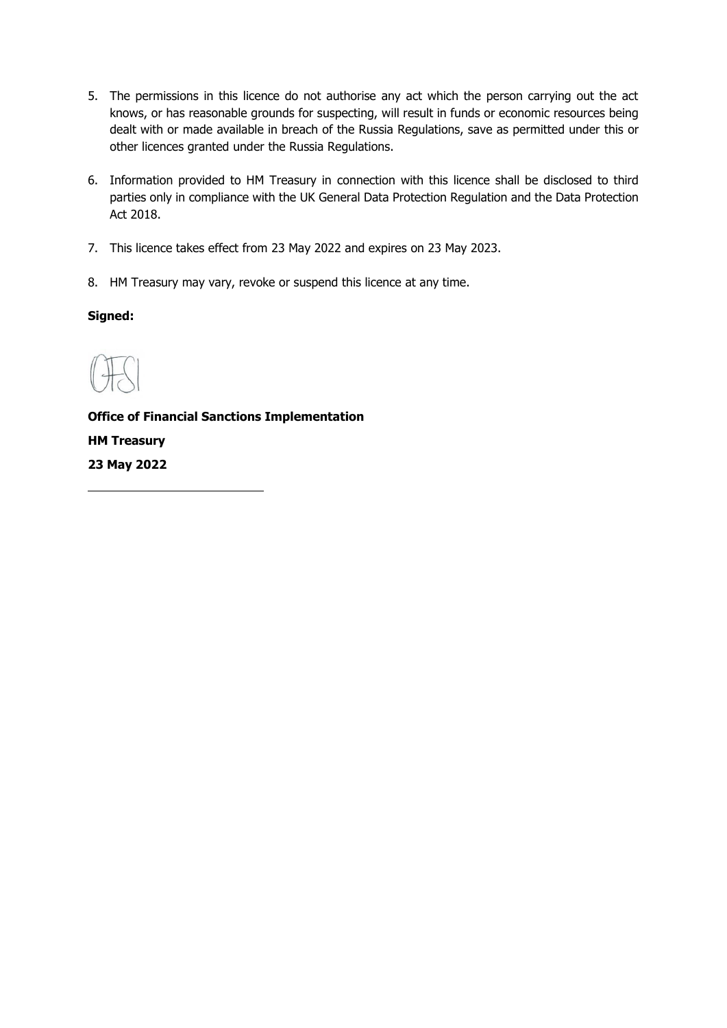5. The permissions in this licence do not authorise any act which the person carrying out the act knows, or has reasonable grounds for suspecting, will result in funds or economic resources being dealt with or made available in breach of the Russia Regulations, save as permitted under this or other licences granted under the Russia Regulations.

6. Information provided to HM Treasury in connection with this licence shall be disclosed to third parties only in compliance with the UK General Data Protection Regulation and the Data Protection Act 2018.

7. This licence takes effect from 23 May 2022 and expires on 23 May 2023.

8. HM Treasury may vary, revoke or suspend this licence at any time.

**Signed:**

OFSI

**Office of Financial Sanctions Implementation**

**HM Treasury**

**23 May 2022**